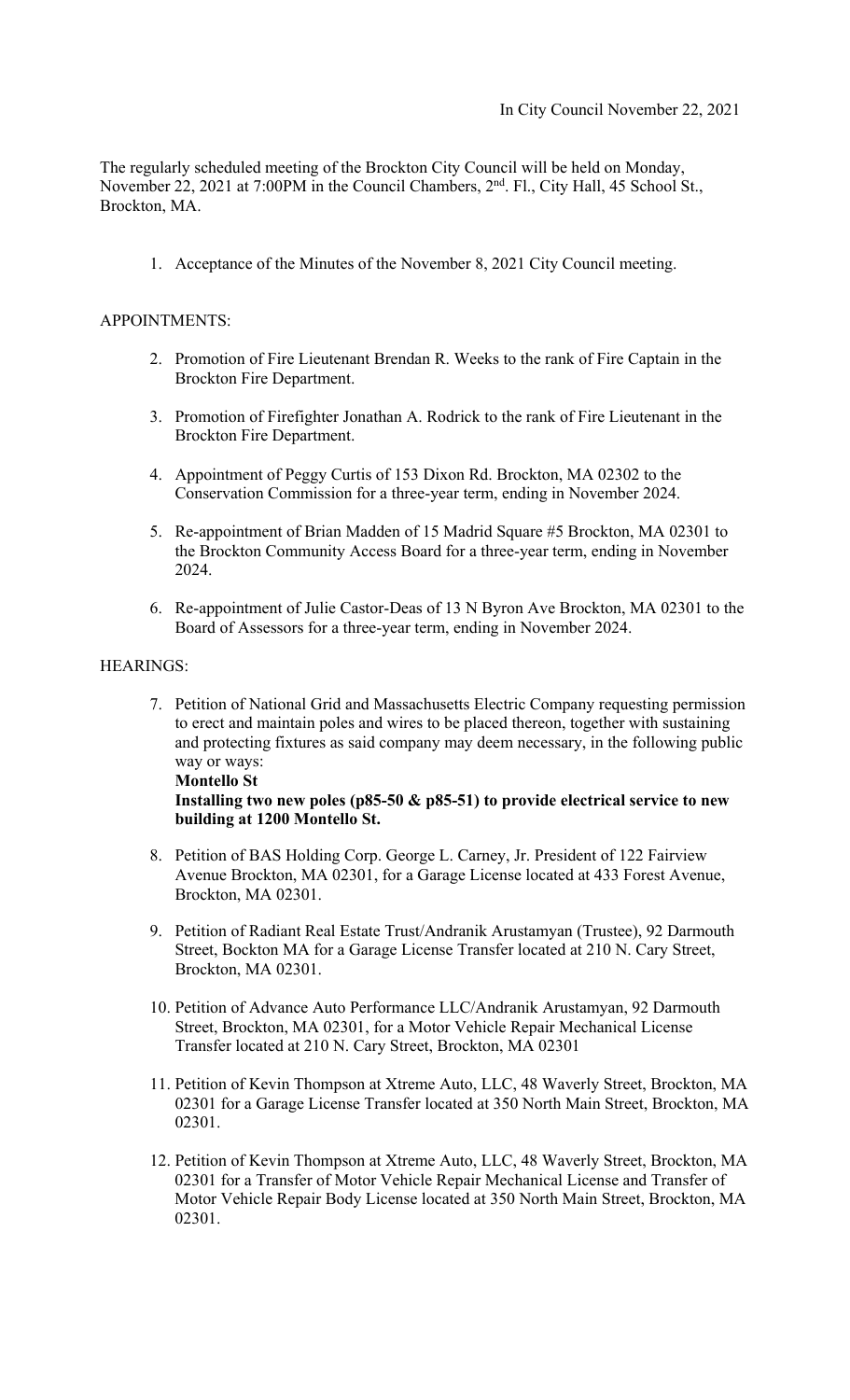In City Council November 22, 2021

The regularly scheduled meeting of the Brockton City Council will be held on Monday, November 22, 2021 at 7:00PM in the Council Chambers, 2nd. Fl., City Hall, 45 School St., Brockton, MA.

1. Acceptance of the Minutes of the November 8, 2021 City Council meeting.

APPOINTMENTS:

2. Promotion of Fire Lieutenant Brendan R. Weeks to the rank of Fire Captain in the Brockton Fire Department.
3. Promotion of Firefighter Jonathan A. Rodrick to the rank of Fire Lieutenant in the Brockton Fire Department.
4. Appointment of Peggy Curtis of 153 Dixon Rd. Brockton, MA 02302 to the Conservation Commission for a three-year term, ending in November 2024.
5. Re-appointment of Brian Madden of 15 Madrid Square #5 Brockton, MA 02301 to the Brockton Community Access Board for a three-year term, ending in November 2024.
6. Re-appointment of Julie Castor-Deas of 13 N Byron Ave Brockton, MA 02301 to the Board of Assessors for a three-year term, ending in November 2024.

HEARINGS:

7. Petition of National Grid and Massachusetts Electric Company requesting permission to erect and maintain poles and wires to be placed thereon, together with sustaining and protecting fixtures as said company may deem necessary, in the following public way or ways:
   **Montello St**
   **Installing two new poles (p85-50 & p85-51) to provide electrical service to new building at 1200 Montello St.**
8. Petition of BAS Holding Corp. George L. Carney, Jr. President of 122 Fairview Avenue Brockton, MA 02301, for a Garage License located at 433 Forest Avenue, Brockton, MA 02301.
9. Petition of Radiant Real Estate Trust/Andranik Arustamyan (Trustee), 92 Darmouth Street, Bockton MA for a Garage License Transfer located at 210 N. Cary Street, Brockton, MA 02301.
10. Petition of Advance Auto Performance LLC/Andranik Arustamyan, 92 Darmouth Street, Brockton, MA 02301, for a Motor Vehicle Repair Mechanical License Transfer located at 210 N. Cary Street, Brockton, MA 02301
11. Petition of Kevin Thompson at Xtreme Auto, LLC, 48 Waverly Street, Brockton, MA 02301 for a Garage License Transfer located at 350 North Main Street, Brockton, MA 02301.
12. Petition of Kevin Thompson at Xtreme Auto, LLC, 48 Waverly Street, Brockton, MA 02301 for a Transfer of Motor Vehicle Repair Mechanical License and Transfer of Motor Vehicle Repair Body License located at 350 North Main Street, Brockton, MA 02301.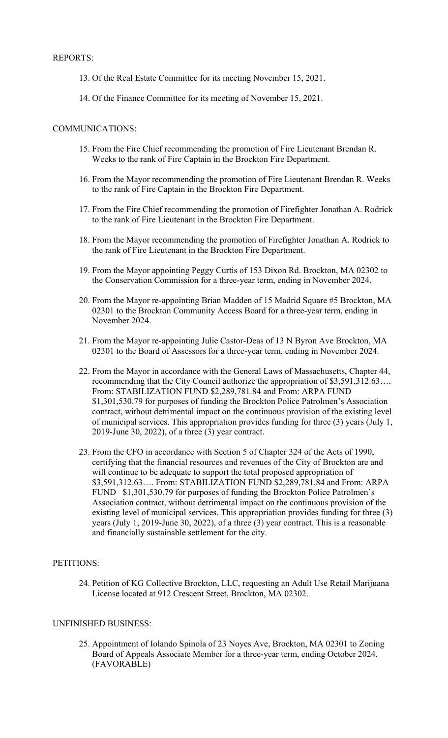REPORTS:

13. Of the Real Estate Committee for its meeting November 15, 2021.

14. Of the Finance Committee for its meeting of November 15, 2021.

COMMUNICATIONS:

15. From the Fire Chief recommending the promotion of Fire Lieutenant Brendan R. Weeks to the rank of Fire Captain in the Brockton Fire Department.

16. From the Mayor recommending the promotion of Fire Lieutenant Brendan R. Weeks to the rank of Fire Captain in the Brockton Fire Department.

17. From the Fire Chief recommending the promotion of Firefighter Jonathan A. Rodrick to the rank of Fire Lieutenant in the Brockton Fire Department.

18. From the Mayor recommending the promotion of Firefighter Jonathan A. Rodrick to the rank of Fire Lieutenant in the Brockton Fire Department.

19. From the Mayor appointing Peggy Curtis of 153 Dixon Rd. Brockton, MA 02302 to the Conservation Commission for a three-year term, ending in November 2024.

20. From the Mayor re-appointing Brian Madden of 15 Madrid Square #5 Brockton, MA 02301 to the Brockton Community Access Board for a three-year term, ending in November 2024.

21. From the Mayor re-appointing Julie Castor-Deas of 13 N Byron Ave Brockton, MA 02301 to the Board of Assessors for a three-year term, ending in November 2024.

22. From the Mayor in accordance with the General Laws of Massachusetts, Chapter 44, recommending that the City Council authorize the appropriation of $3,591,312.63…. From: STABILIZATION FUND $2,289,781.84 and From: ARPA FUND $1,301,530.79 for purposes of funding the Brockton Police Patrolmen's Association contract, without detrimental impact on the continuous provision of the existing level of municipal services. This appropriation provides funding for three (3) years (July 1, 2019-June 30, 2022), of a three (3) year contract.

23. From the CFO in accordance with Section 5 of Chapter 324 of the Acts of 1990, certifying that the financial resources and revenues of the City of Brockton are and will continue to be adequate to support the total proposed appropriation of $3,591,312.63…. From: STABILIZATION FUND $2,289,781.84 and From: ARPA FUND $1,301,530.79 for purposes of funding the Brockton Police Patrolmen's Association contract, without detrimental impact on the continuous provision of the existing level of municipal services. This appropriation provides funding for three (3) years (July 1, 2019-June 30, 2022), of a three (3) year contract. This is a reasonable and financially sustainable settlement for the city.

PETITIONS:

24. Petition of KG Collective Brockton, LLC, requesting an Adult Use Retail Marijuana License located at 912 Crescent Street, Brockton, MA 02302.

UNFINISHED BUSINESS:

25. Appointment of Iolando Spinola of 23 Noyes Ave, Brockton, MA 02301 to Zoning Board of Appeals Associate Member for a three-year term, ending October 2024. (FAVORABLE)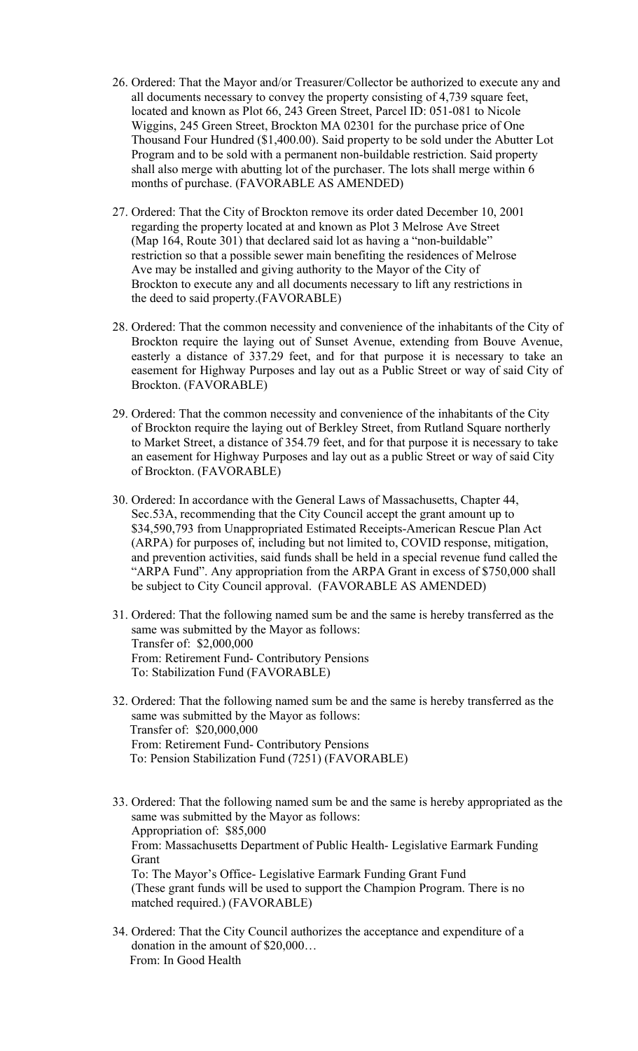26. Ordered: That the Mayor and/or Treasurer/Collector be authorized to execute any and all documents necessary to convey the property consisting of 4,739 square feet, located and known as Plot 66, 243 Green Street, Parcel ID: 051-081 to Nicole Wiggins, 245 Green Street, Brockton MA 02301 for the purchase price of One Thousand Four Hundred ($1,400.00). Said property to be sold under the Abutter Lot Program and to be sold with a permanent non-buildable restriction. Said property shall also merge with abutting lot of the purchaser. The lots shall merge within 6 months of purchase. (FAVORABLE AS AMENDED)

27. Ordered: That the City of Brockton remove its order dated December 10, 2001 regarding the property located at and known as Plot 3 Melrose Ave Street (Map 164, Route 301) that declared said lot as having a "non-buildable" restriction so that a possible sewer main benefiting the residences of Melrose Ave may be installed and giving authority to the Mayor of the City of Brockton to execute any and all documents necessary to lift any restrictions in the deed to said property.(FAVORABLE)

28. Ordered: That the common necessity and convenience of the inhabitants of the City of Brockton require the laying out of Sunset Avenue, extending from Bouve Avenue, easterly a distance of 337.29 feet, and for that purpose it is necessary to take an easement for Highway Purposes and lay out as a Public Street or way of said City of Brockton. (FAVORABLE)

29. Ordered: That the common necessity and convenience of the inhabitants of the City of Brockton require the laying out of Berkley Street, from Rutland Square northerly to Market Street, a distance of 354.79 feet, and for that purpose it is necessary to take an easement for Highway Purposes and lay out as a public Street or way of said City of Brockton. (FAVORABLE)

30. Ordered: In accordance with the General Laws of Massachusetts, Chapter 44, Sec.53A, recommending that the City Council accept the grant amount up to $34,590,793 from Unappropriated Estimated Receipts-American Rescue Plan Act (ARPA) for purposes of, including but not limited to, COVID response, mitigation, and prevention activities, said funds shall be held in a special revenue fund called the "ARPA Fund". Any appropriation from the ARPA Grant in excess of $750,000 shall be subject to City Council approval. (FAVORABLE AS AMENDED)

31. Ordered: That the following named sum be and the same is hereby transferred as the same was submitted by the Mayor as follows:
    Transfer of: $2,000,000
    From: Retirement Fund- Contributory Pensions
    To: Stabilization Fund (FAVORABLE)

32. Ordered: That the following named sum be and the same is hereby transferred as the same was submitted by the Mayor as follows:
    Transfer of: $20,000,000
    From: Retirement Fund- Contributory Pensions
    To: Pension Stabilization Fund (7251) (FAVORABLE)

33. Ordered: That the following named sum be and the same is hereby appropriated as the same was submitted by the Mayor as follows:
    Appropriation of: $85,000
    From: Massachusetts Department of Public Health- Legislative Earmark Funding Grant
    To: The Mayor's Office- Legislative Earmark Funding Grant Fund
    (These grant funds will be used to support the Champion Program. There is no matched required.) (FAVORABLE)

34. Ordered: That the City Council authorizes the acceptance and expenditure of a donation in the amount of $20,000…
    From: In Good Health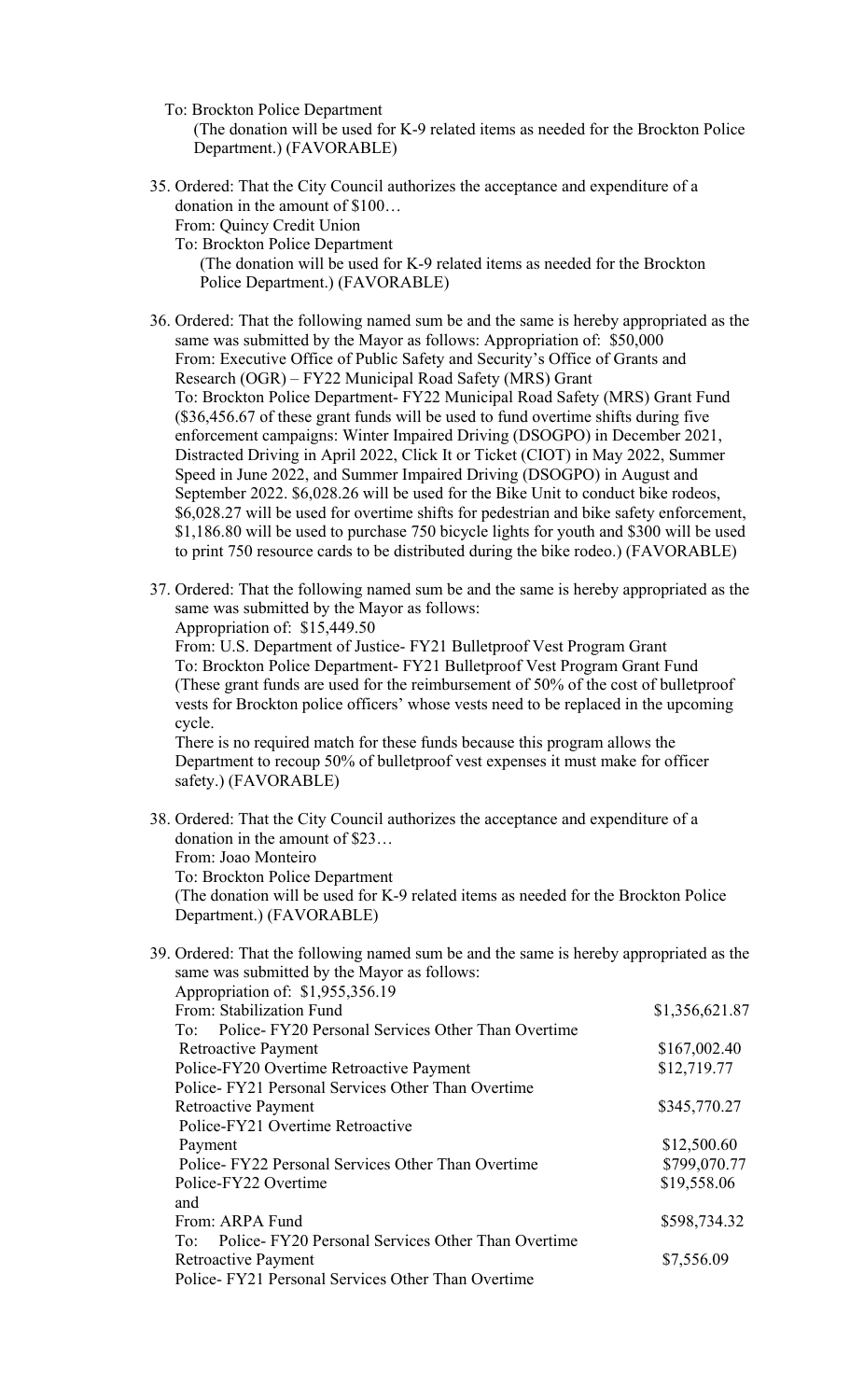To: Brockton Police Department
(The donation will be used for K-9 related items as needed for the Brockton Police Department.) (FAVORABLE)

35. Ordered: That the City Council authorizes the acceptance and expenditure of a donation in the amount of $100…
    From: Quincy Credit Union
    To: Brockton Police Department
    (The donation will be used for K-9 related items as needed for the Brockton Police Department.) (FAVORABLE)

36. Ordered: That the following named sum be and the same is hereby appropriated as the same was submitted by the Mayor as follows: Appropriation of: $50,000
    From: Executive Office of Public Safety and Security's Office of Grants and Research (OGR) – FY22 Municipal Road Safety (MRS) Grant
    To: Brockton Police Department- FY22 Municipal Road Safety (MRS) Grant Fund
    ($36,456.67 of these grant funds will be used to fund overtime shifts during five enforcement campaigns: Winter Impaired Driving (DSOGPO) in December 2021, Distracted Driving in April 2022, Click It or Ticket (CIOT) in May 2022, Summer Speed in June 2022, and Summer Impaired Driving (DSOGPO) in August and September 2022. $6,028.26 will be used for the Bike Unit to conduct bike rodeos, $6,028.27 will be used for overtime shifts for pedestrian and bike safety enforcement, $1,186.80 will be used to purchase 750 bicycle lights for youth and $300 will be used to print 750 resource cards to be distributed during the bike rodeo.) (FAVORABLE)

37. Ordered: That the following named sum be and the same is hereby appropriated as the same was submitted by the Mayor as follows:
    Appropriation of: $15,449.50
    From: U.S. Department of Justice- FY21 Bulletproof Vest Program Grant
    To: Brockton Police Department- FY21 Bulletproof Vest Program Grant Fund
    (These grant funds are used for the reimbursement of 50% of the cost of bulletproof vests for Brockton police officers' whose vests need to be replaced in the upcoming cycle.
    There is no required match for these funds because this program allows the Department to recoup 50% of bulletproof vest expenses it must make for officer safety.) (FAVORABLE)

38. Ordered: That the City Council authorizes the acceptance and expenditure of a donation in the amount of $23…
    From: Joao Monteiro
    To: Brockton Police Department
    (The donation will be used for K-9 related items as needed for the Brockton Police Department.) (FAVORABLE)

39. Ordered: That the following named sum be and the same is hereby appropriated as the same was submitted by the Mayor as follows:
    Appropriation of: $1,955,356.19

| | |
|---|---|
| From: Stabilization Fund | $1,356,621.87 |
| To: Police- FY20 Personal Services Other Than Overtime Retroactive Payment | $167,002.40 |
| Police-FY20 Overtime Retroactive Payment | $12,719.77 |
| Police- FY21 Personal Services Other Than Overtime Retroactive Payment | $345,770.27 |
| Police-FY21 Overtime Retroactive Payment | $12,500.60 |
| Police- FY22 Personal Services Other Than Overtime | $799,070.77 |
| Police-FY22 Overtime | $19,558.06 |
| and | |
| From: ARPA Fund | $598,734.32 |
| To: Police- FY20 Personal Services Other Than Overtime Retroactive Payment | $7,556.09 |
| Police- FY21 Personal Services Other Than Overtime | |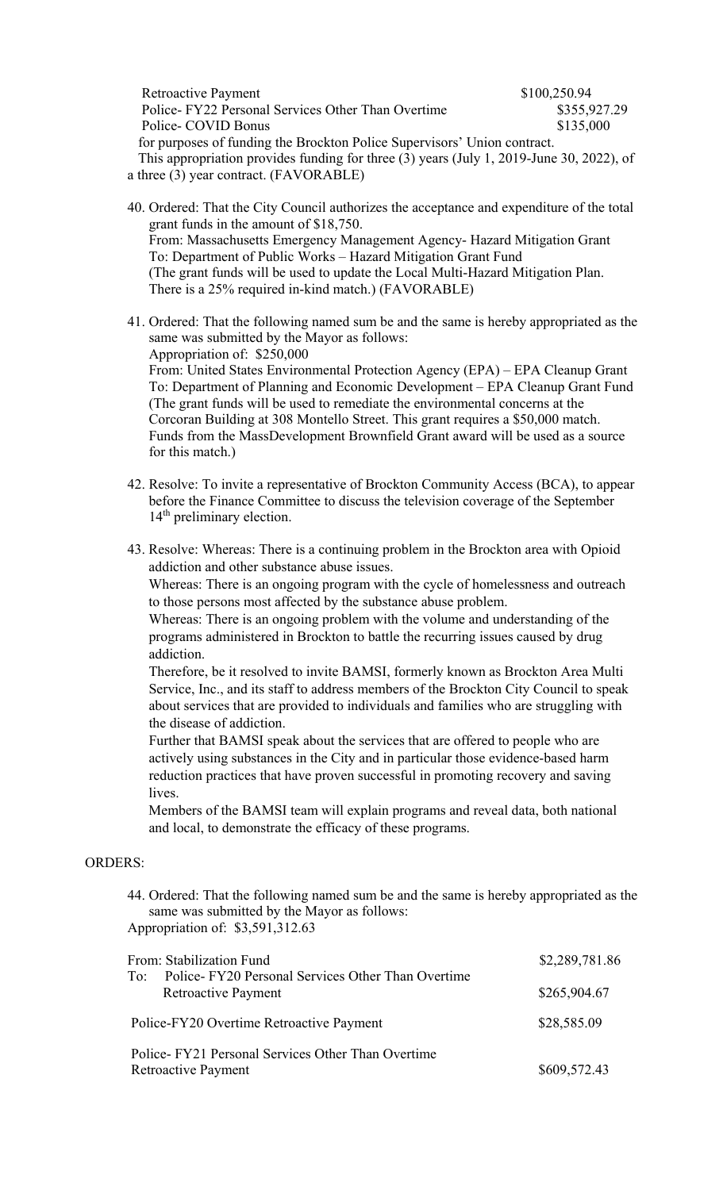| | |
|---|---|
| Retroactive Payment | $100,250.94 |
| Police- FY22 Personal Services Other Than Overtime | $355,927.29 |
| Police- COVID Bonus | $135,000 |

for purposes of funding the Brockton Police Supervisors' Union contract.

This appropriation provides funding for three (3) years (July 1, 2019-June 30, 2022), of a three (3) year contract. (FAVORABLE)

40. Ordered: That the City Council authorizes the acceptance and expenditure of the total grant funds in the amount of $18,750.
    From: Massachusetts Emergency Management Agency- Hazard Mitigation Grant
    To: Department of Public Works – Hazard Mitigation Grant Fund
    (The grant funds will be used to update the Local Multi-Hazard Mitigation Plan. There is a 25% required in-kind match.) (FAVORABLE)

41. Ordered: That the following named sum be and the same is hereby appropriated as the same was submitted by the Mayor as follows:
    Appropriation of: $250,000
    From: United States Environmental Protection Agency (EPA) – EPA Cleanup Grant
    To: Department of Planning and Economic Development – EPA Cleanup Grant Fund
    (The grant funds will be used to remediate the environmental concerns at the Corcoran Building at 308 Montello Street. This grant requires a $50,000 match. Funds from the MassDevelopment Brownfield Grant award will be used as a source for this match.)

42. Resolve: To invite a representative of Brockton Community Access (BCA), to appear before the Finance Committee to discuss the television coverage of the September 14th preliminary election.

43. Resolve: Whereas: There is a continuing problem in the Brockton area with Opioid addiction and other substance abuse issues.
    Whereas: There is an ongoing program with the cycle of homelessness and outreach to those persons most affected by the substance abuse problem.
    Whereas: There is an ongoing problem with the volume and understanding of the programs administered in Brockton to battle the recurring issues caused by drug addiction.
    Therefore, be it resolved to invite BAMSI, formerly known as Brockton Area Multi Service, Inc., and its staff to address members of the Brockton City Council to speak about services that are provided to individuals and families who are struggling with the disease of addiction.
    Further that BAMSI speak about the services that are offered to people who are actively using substances in the City and in particular those evidence-based harm reduction practices that have proven successful in promoting recovery and saving lives.
    Members of the BAMSI team will explain programs and reveal data, both national and local, to demonstrate the efficacy of these programs.

ORDERS:

44. Ordered: That the following named sum be and the same is hereby appropriated as the same was submitted by the Mayor as follows:
    Appropriation of: $3,591,312.63

| | |
|---|---|
| From: Stabilization Fund | $2,289,781.86 |
| To: Police- FY20 Personal Services Other Than Overtime Retroactive Payment | $265,904.67 |
| Police-FY20 Overtime Retroactive Payment | $28,585.09 |
| Police- FY21 Personal Services Other Than Overtime Retroactive Payment | $609,572.43 |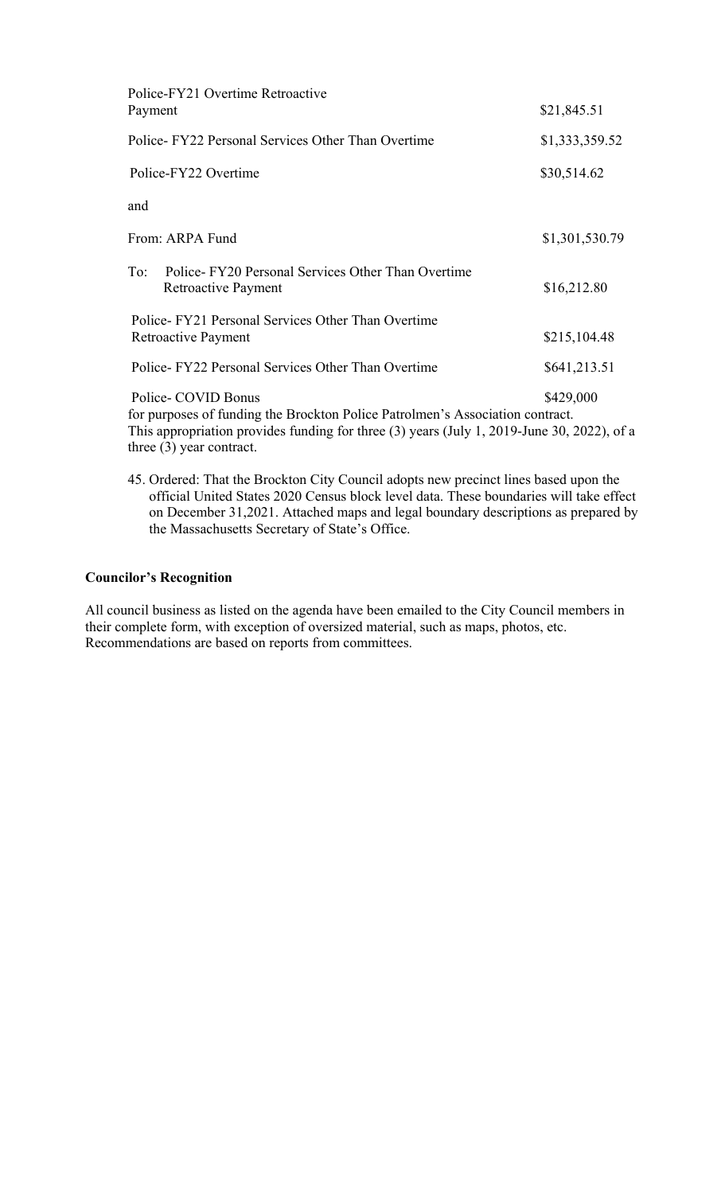| | |
|---|---|
| Police-FY21 Overtime Retroactive Payment | $21,845.51 |
| Police- FY22 Personal Services Other Than Overtime | $1,333,359.52 |
| Police-FY22 Overtime | $30,514.62 |
| and | |
| From: ARPA Fund | $1,301,530.79 |
| To: Police- FY20 Personal Services Other Than Overtime Retroactive Payment | $16,212.80 |
| Police- FY21 Personal Services Other Than Overtime Retroactive Payment | $215,104.48 |
| Police- FY22 Personal Services Other Than Overtime | $641,213.51 |
| Police- COVID Bonus | $429,000 |

for purposes of funding the Brockton Police Patrolmen's Association contract. This appropriation provides funding for three (3) years (July 1, 2019-June 30, 2022), of a three (3) year contract.

45. Ordered: That the Brockton City Council adopts new precinct lines based upon the official United States 2020 Census block level data. These boundaries will take effect on December 31,2021. Attached maps and legal boundary descriptions as prepared by the Massachusetts Secretary of State's Office.

**Councilor's Recognition**

All council business as listed on the agenda have been emailed to the City Council members in their complete form, with exception of oversized material, such as maps, photos, etc. Recommendations are based on reports from committees.